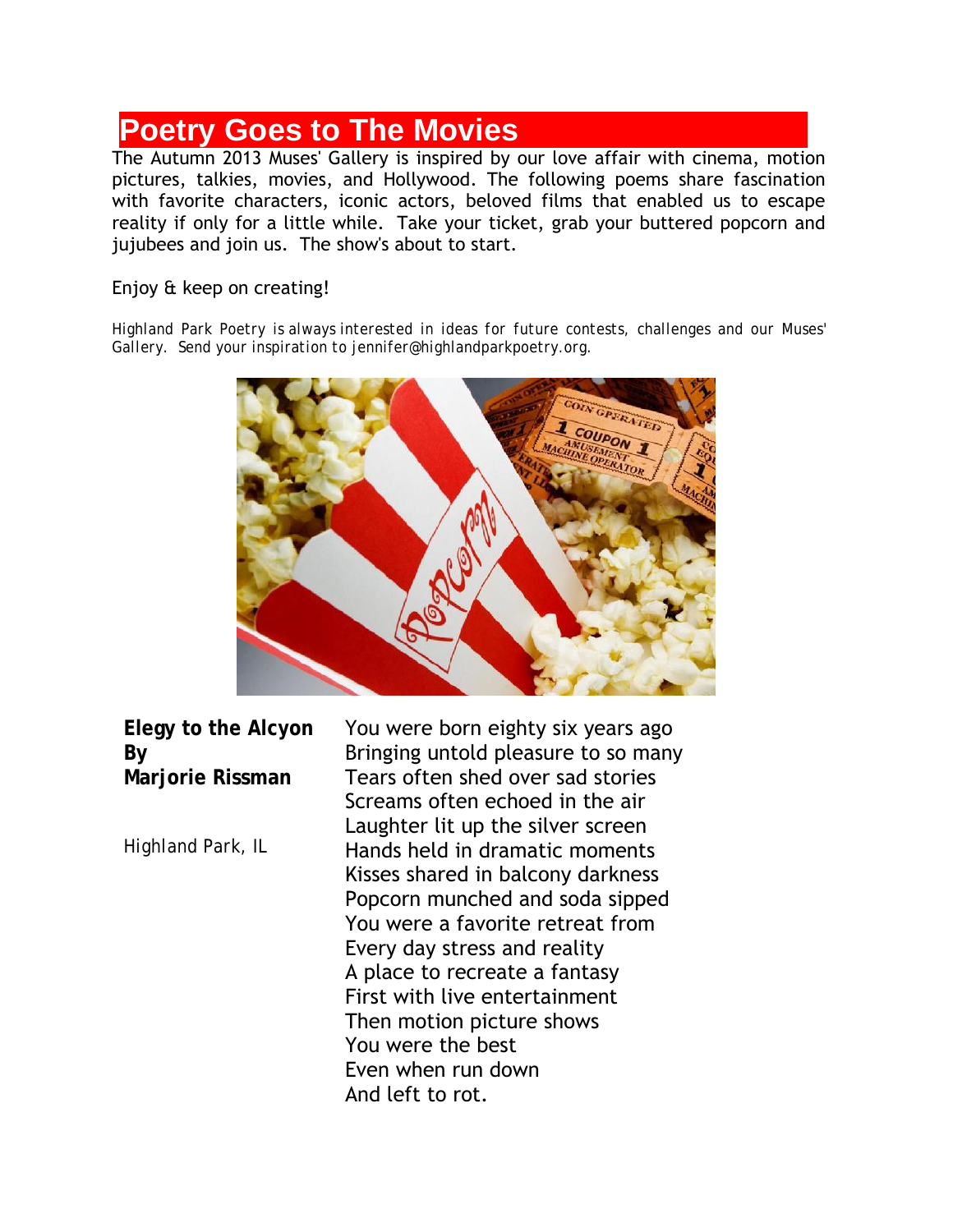# Poetry Goes to The Movies

The Autumn 2013 Muses' Gallery is inspired by our love affair with cinema, motion pictures, talkies, movies, and Hollywood. The following poems share fascination with favorite characters, iconic actors, beloved films that enabled us to escape reality if only for a little while. Take your ticket, grab your buttered popcorn and jujubees and join us. The show's about to start.

Enjoy & keep on creating!

Highland Park Poetry is always interested in ideas for future contests, challenges and our Muses' Gallery. Send your inspiration to jennifer@highlandparkpoetry.org.

**Elegy to the Alcyon**
**By**
**Marjorie Rissman**

Highland Park, IL

You were born eighty six years ago
Bringing untold pleasure to so many
Tears often shed over sad stories
Screams often echoed in the air
Laughter lit up the silver screen
Hands held in dramatic moments
Kisses shared in balcony darkness
Popcorn munched and soda sipped
You were a favorite retreat from
Every day stress and reality
A place to recreate a fantasy
First with live entertainment
Then motion picture shows
You were the best
Even when run down
And left to rot.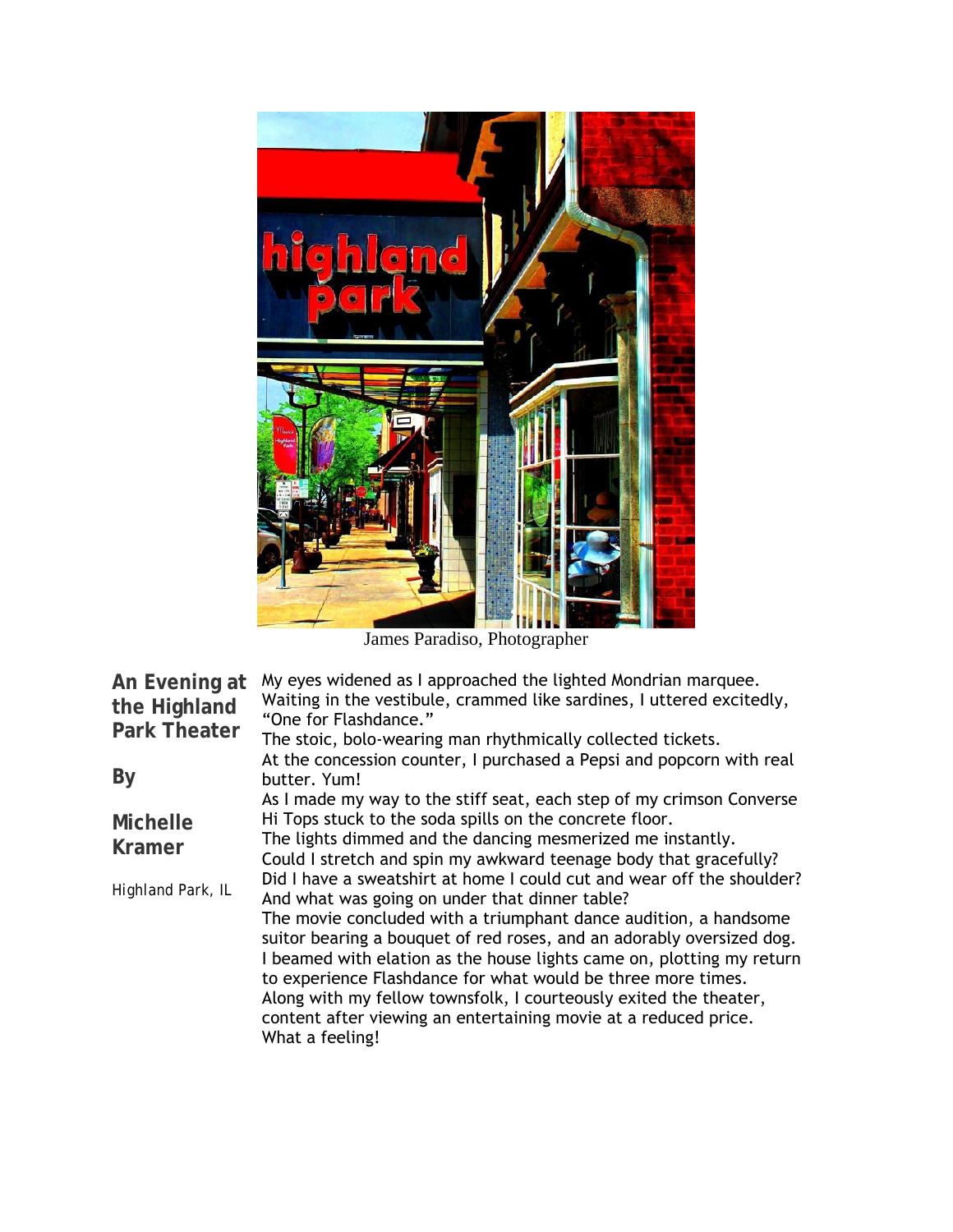James Paradiso, Photographer

## An Evening at the Highland Park Theater

**By**

**Michelle Kramer**

Highland Park, IL

My eyes widened as I approached the lighted Mondrian marquee.
Waiting in the vestibule, crammed like sardines, I uttered excitedly, "One for Flashdance."
The stoic, bolo-wearing man rhythmically collected tickets.
At the concession counter, I purchased a Pepsi and popcorn with real butter. Yum!
As I made my way to the stiff seat, each step of my crimson Converse Hi Tops stuck to the soda spills on the concrete floor.
The lights dimmed and the dancing mesmerized me instantly.
Could I stretch and spin my awkward teenage body that gracefully?
Did I have a sweatshirt at home I could cut and wear off the shoulder?
And what was going on under that dinner table?
The movie concluded with a triumphant dance audition, a handsome suitor bearing a bouquet of red roses, and an adorably oversized dog.
I beamed with elation as the house lights came on, plotting my return to experience Flashdance for what would be three more times.
Along with my fellow townsfolk, I courteously exited the theater, content after viewing an entertaining movie at a reduced price.
What a feeling!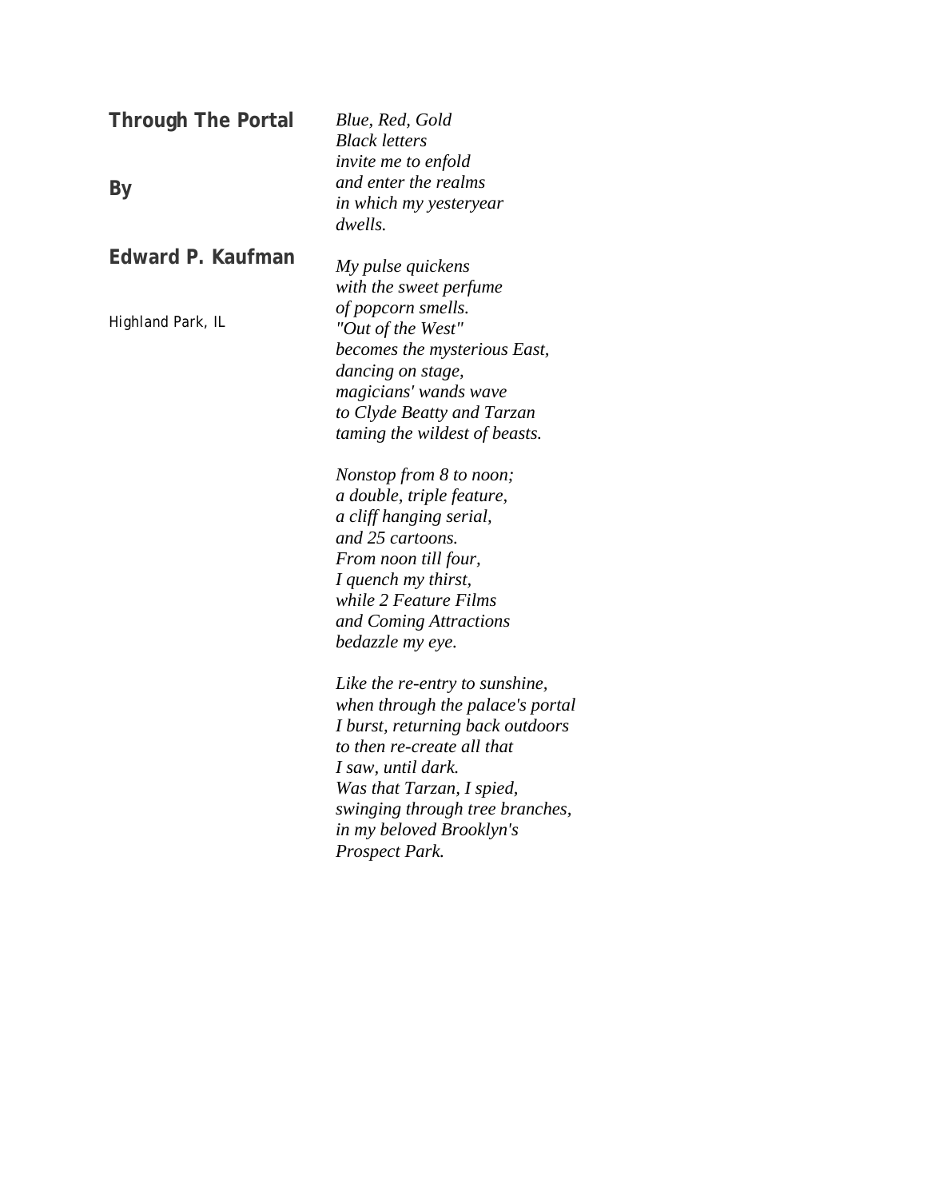## Through The Portal

**By**

**Edward P. Kaufman**

Highland Park, IL

*Blue, Red, Gold*
*Black letters*
*invite me to enfold*
*and enter the realms*
*in which my yesteryear*
*dwells.*

*My pulse quickens*
*with the sweet perfume*
*of popcorn smells.*
*"Out of the West"*
*becomes the mysterious East,*
*dancing on stage,*
*magicians' wands wave*
*to Clyde Beatty and Tarzan*
*taming the wildest of beasts.*

*Nonstop from 8 to noon;*
*a double, triple feature,*
*a cliff hanging serial,*
*and 25 cartoons.*
*From noon till four,*
*I quench my thirst,*
*while 2 Feature Films*
*and Coming Attractions*
*bedazzle my eye.*

*Like the re-entry to sunshine,*
*when through the palace's portal*
*I burst, returning back outdoors*
*to then re-create all that*
*I saw, until dark.*
*Was that Tarzan, I spied,*
*swinging through tree branches,*
*in my beloved Brooklyn's*
*Prospect Park.*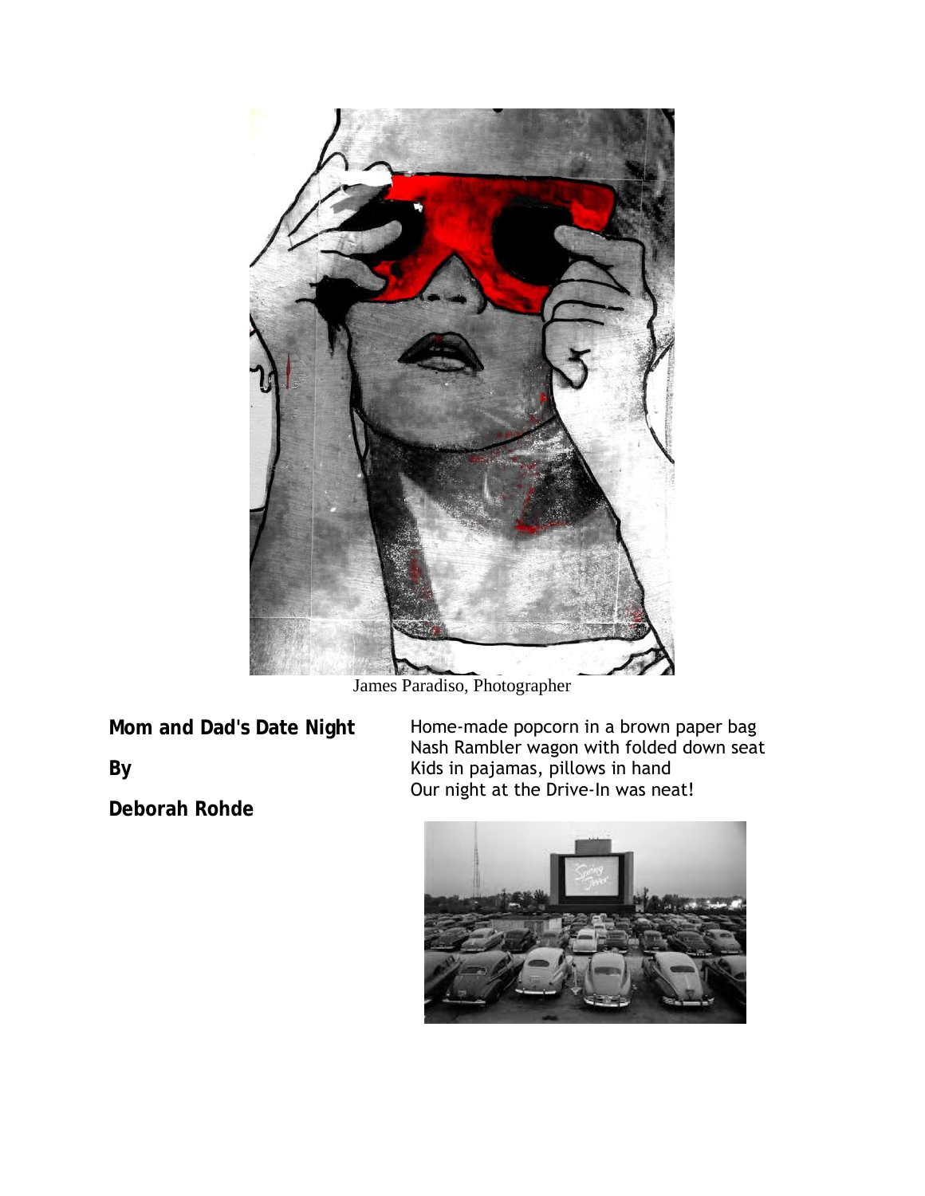James Paradiso, Photographer

**Mom and Dad's Date Night**

**By**

**Deborah Rohde**

Home-made popcorn in a brown paper bag
Nash Rambler wagon with folded down seat
Kids in pajamas, pillows in hand
Our night at the Drive-In was neat!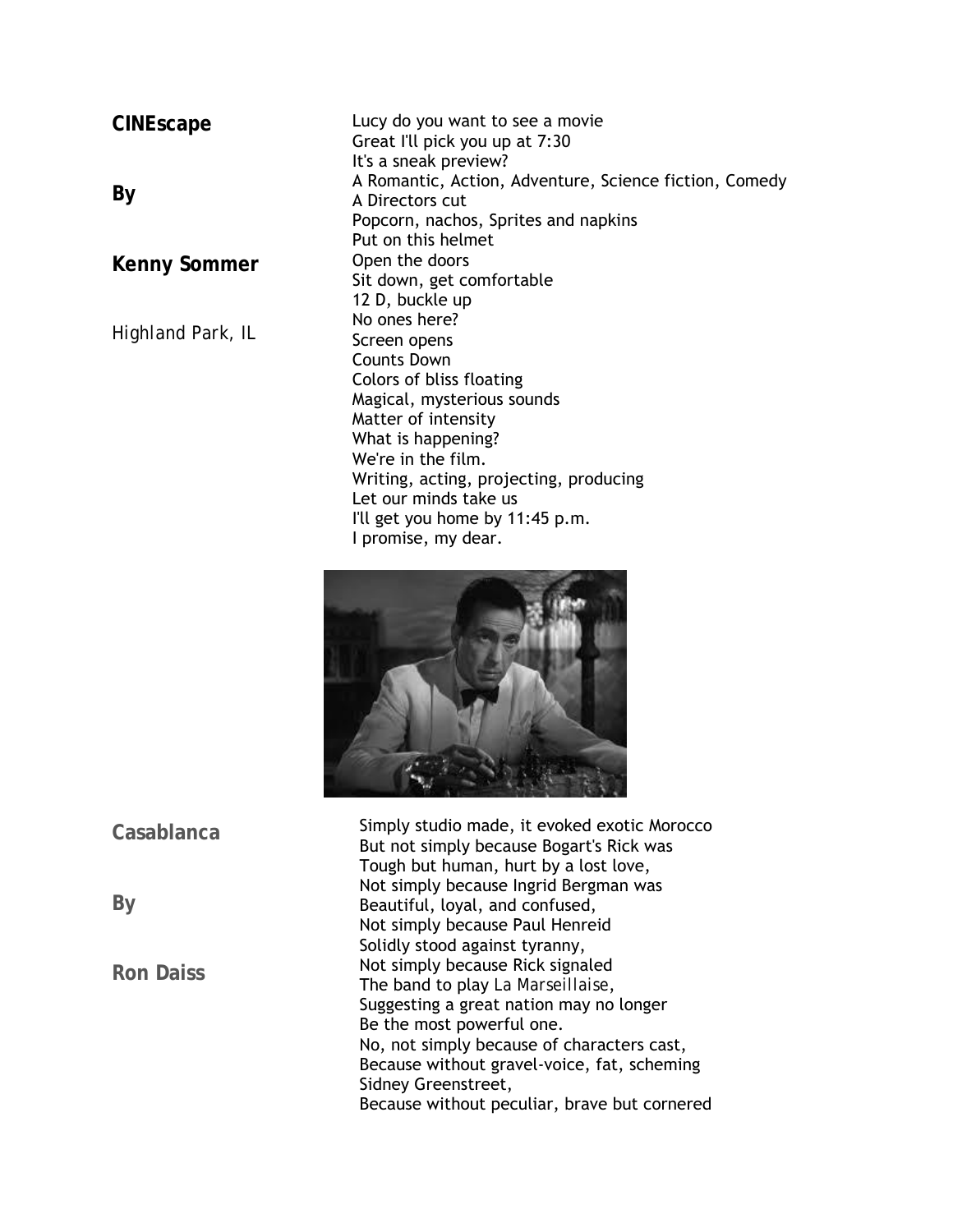## CINEscape

**By**

**Kenny Sommer**

*Highland Park, IL*

Lucy do you want to see a movie
Great I'll pick you up at 7:30
It's a sneak preview?
A Romantic, Action, Adventure, Science fiction, Comedy
A Directors cut
Popcorn, nachos, Sprites and napkins
Put on this helmet
Open the doors
Sit down, get comfortable
12 D, buckle up
No ones here?
Screen opens
Counts Down
Colors of bliss floating
Magical, mysterious sounds
Matter of intensity
What is happening?
We're in the film.
Writing, acting, projecting, producing
Let our minds take us
I'll get you home by 11:45 p.m.
I promise, my dear.

## Casablanca

**By**

**Ron Daiss**

Simply studio made, it evoked exotic Morocco
But not simply because Bogart's Rick was
Tough but human, hurt by a lost love,
Not simply because Ingrid Bergman was
Beautiful, loyal, and confused,
Not simply because Paul Henreid
Solidly stood against tyranny,
Not simply because Rick signaled
The band to play *La Marseillaise*,
Suggesting a great nation may no longer
Be the most powerful one.
No, not simply because of characters cast,
Because without gravel-voice, fat, scheming
Sidney Greenstreet,
Because without peculiar, brave but cornered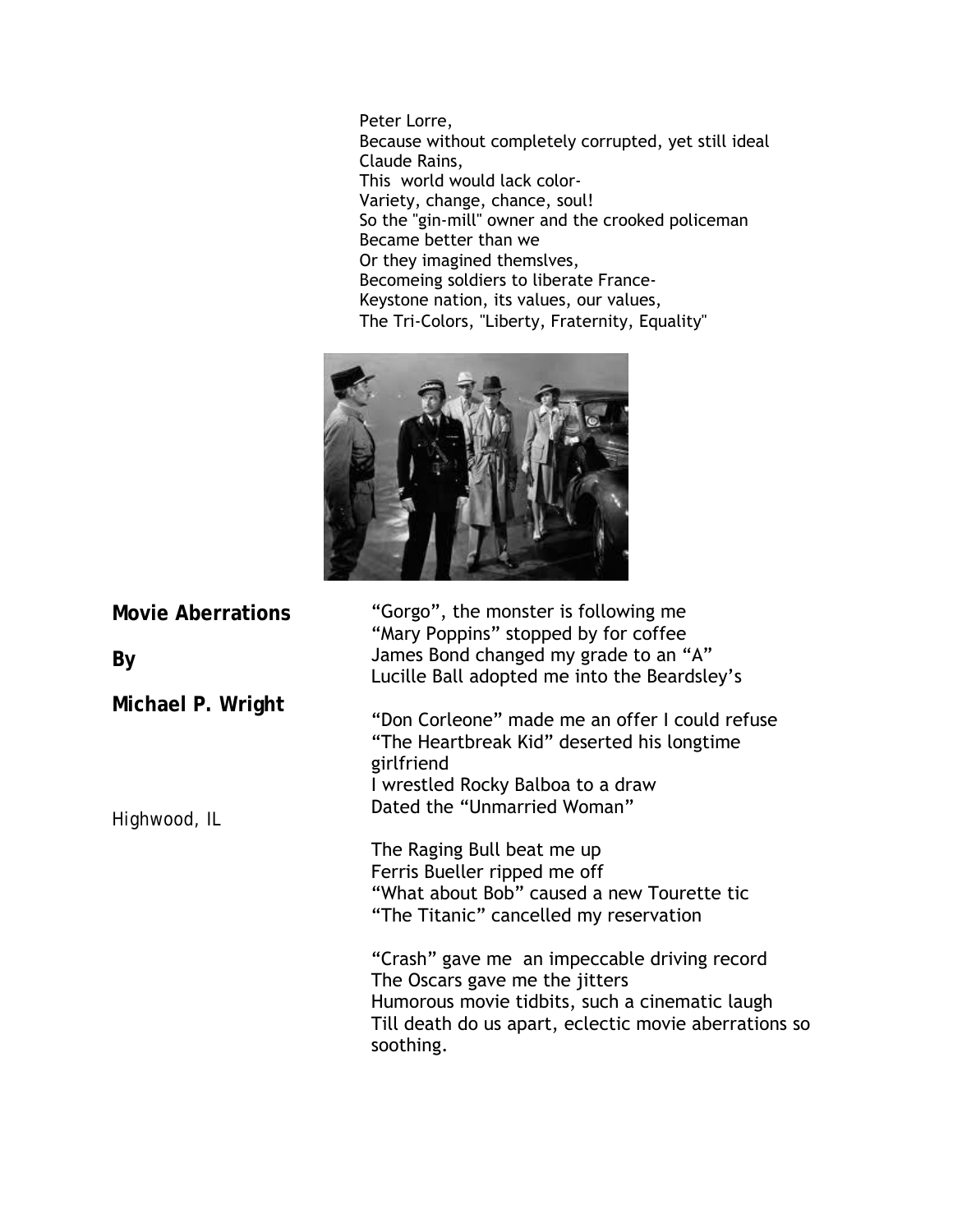Peter Lorre,
Because without completely corrupted, yet still ideal
Claude Rains,
This world would lack color-
Variety, change, chance, soul!
So the "gin-mill" owner and the crooked policeman
Became better than we
Or they imagined themslves,
Becomeing soldiers to liberate France-
Keystone nation, its values, our values,
The Tri-Colors, "Liberty, Fraternity, Equality"

**Movie Aberrations**

**By**

**Michael P. Wright**

*Highwood, IL*

"Gorgo", the monster is following me
"Mary Poppins" stopped by for coffee
James Bond changed my grade to an "A"
Lucille Ball adopted me into the Beardsley's

"Don Corleone" made me an offer I could refuse
"The Heartbreak Kid" deserted his longtime girlfriend
I wrestled Rocky Balboa to a draw
Dated the "Unmarried Woman"

The Raging Bull beat me up
Ferris Bueller ripped me off
"What about Bob" caused a new Tourette tic
"The Titanic" cancelled my reservation

"Crash" gave me an impeccable driving record
The Oscars gave me the jitters
Humorous movie tidbits, such a cinematic laugh
Till death do us apart, eclectic movie aberrations so soothing.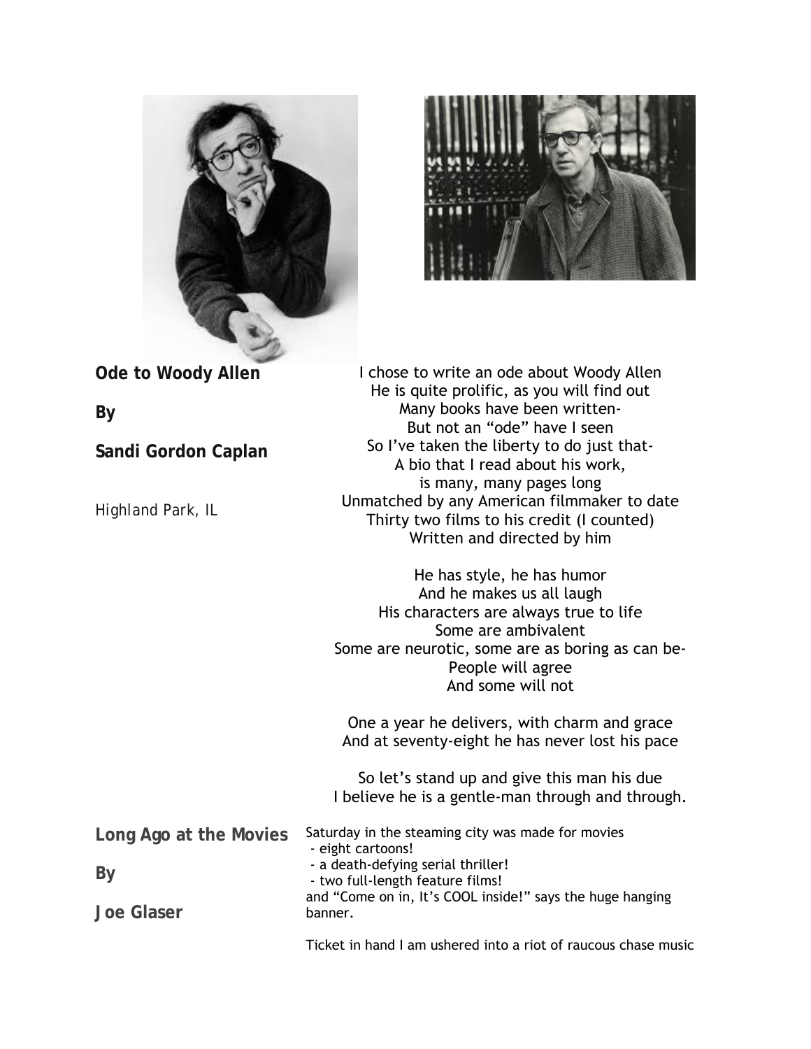**Ode to Woody Allen**

**By**

**Sandi Gordon Caplan**

*Highland Park, IL*

I chose to write an ode about Woody Allen
He is quite prolific, as you will find out
Many books have been written-
But not an "ode" have I seen
So I've taken the liberty to do just that-
A bio that I read about his work,
is many, many pages long
Unmatched by any American filmmaker to date
Thirty two films to his credit (I counted)
Written and directed by him

He has style, he has humor
And he makes us all laugh
His characters are always true to life
Some are ambivalent
Some are neurotic, some are as boring as can be-
People will agree
And some will not

One a year he delivers, with charm and grace
And at seventy-eight he has never lost his pace

So let's stand up and give this man his due
I believe he is a gentle-man through and through.

**Long Ago at the Movies**

**By**

**Joe Glaser**

Saturday in the steaming city was made for movies
- eight cartoons!
- a death-defying serial thriller!
- two full-length feature films!

and "Come on in, It's COOL inside!" says the huge hanging banner.

Ticket in hand I am ushered into a riot of raucous chase music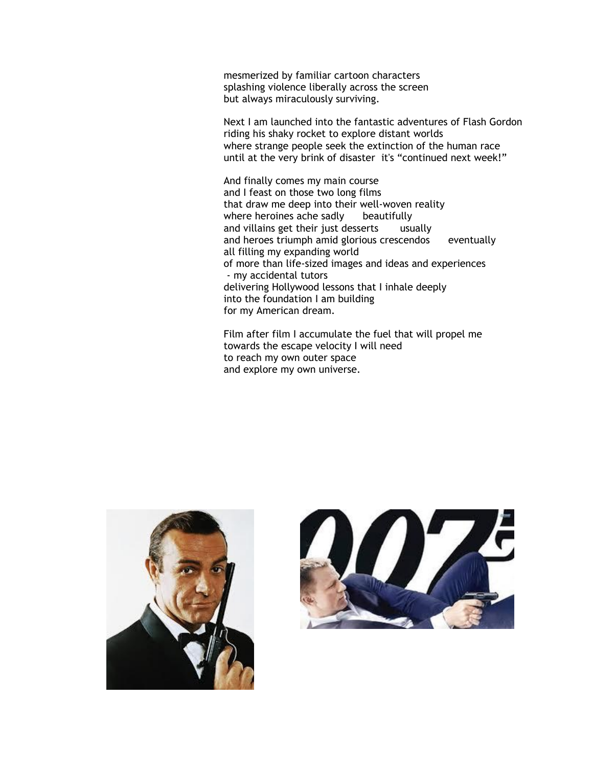mesmerized by familiar cartoon characters
splashing violence liberally across the screen
but always miraculously surviving.

Next I am launched into the fantastic adventures of Flash Gordon
riding his shaky rocket to explore distant worlds
where strange people seek the extinction of the human race
until at the very brink of disaster it's "continued next week!"

And finally comes my main course
and I feast on those two long films
that draw me deep into their well-woven reality
where heroines ache sadly beautifully
and villains get their just desserts usually
and heroes triumph amid glorious crescendos eventually
all filling my expanding world
of more than life-sized images and ideas and experiences
 - my accidental tutors
delivering Hollywood lessons that I inhale deeply
into the foundation I am building
for my American dream.

Film after film I accumulate the fuel that will propel me
towards the escape velocity I will need
to reach my own outer space
and explore my own universe.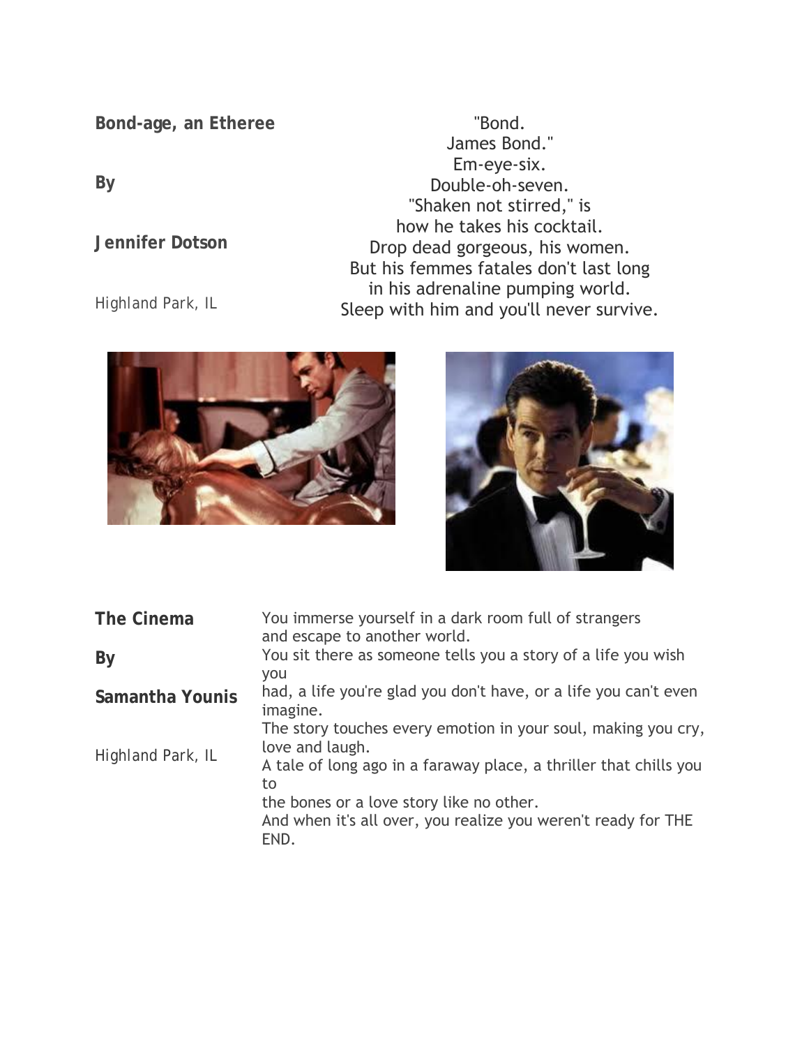## Bond-age, an Etheree

**By**

**Jennifer Dotson**

Highland Park, IL

"Bond.  
James Bond."  
Em-eye-six.  
Double-oh-seven.  
"Shaken not stirred," is  
how he takes his cocktail.  
Drop dead gorgeous, his women.  
But his femmes fatales don't last long  
in his adrenaline pumping world.  
Sleep with him and you'll never survive.

## The Cinema

**By**

**Samantha Younis**

Highland Park, IL

You immerse yourself in a dark room full of strangers  
and escape to another world.  
You sit there as someone tells you a story of a life you wish you  
had, a life you're glad you don't have, or a life you can't even imagine.  
The story touches every emotion in your soul, making you cry, love and laugh.  
A tale of long ago in a faraway place, a thriller that chills you to  
the bones or a love story like no other.  
And when it's all over, you realize you weren't ready for THE END.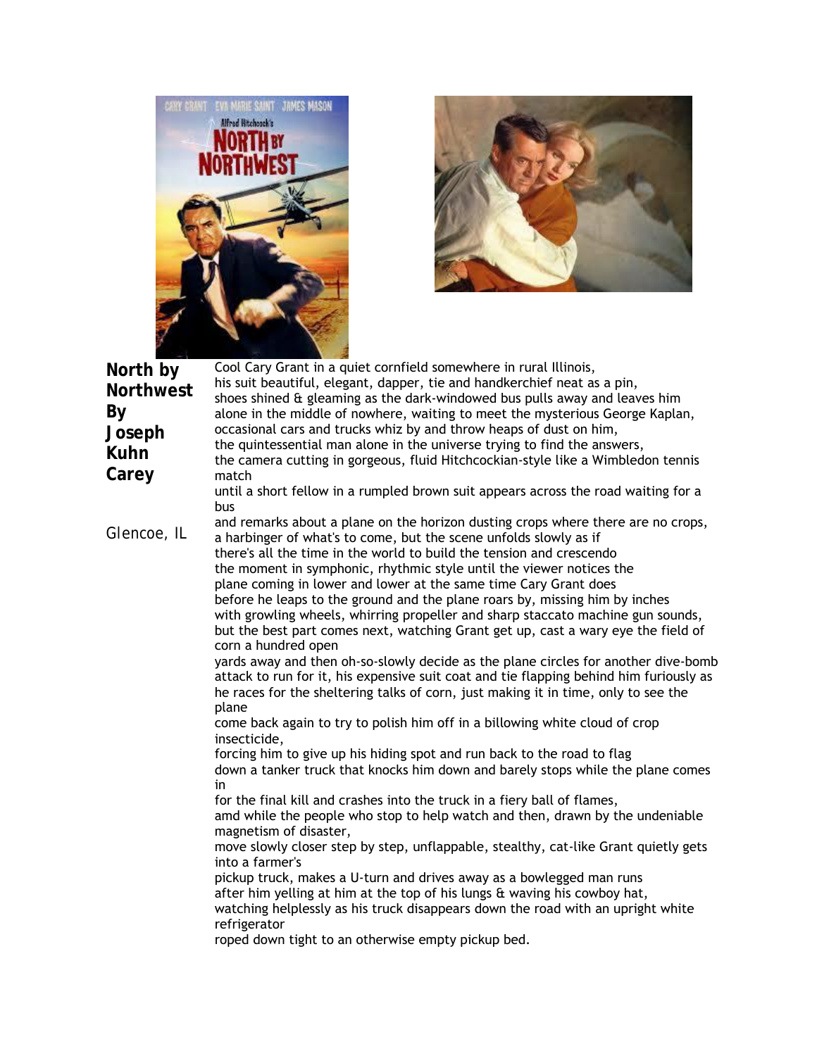# North by Northwest

**By Joseph Kuhn Carey**

Glencoe, IL

Cool Cary Grant in a quiet cornfield somewhere in rural Illinois,
his suit beautiful, elegant, dapper, tie and handkerchief neat as a pin,
shoes shined & gleaming as the dark-windowed bus pulls away and leaves him
alone in the middle of nowhere, waiting to meet the mysterious George Kaplan,
occasional cars and trucks whiz by and throw heaps of dust on him,
the quintessential man alone in the universe trying to find the answers,
the camera cutting in gorgeous, fluid Hitchcockian-style like a Wimbledon tennis match
until a short fellow in a rumpled brown suit appears across the road waiting for a bus
and remarks about a plane on the horizon dusting crops where there are no crops,
a harbinger of what's to come, but the scene unfolds slowly as if
there's all the time in the world to build the tension and crescendo
the moment in symphonic, rhythmic style until the viewer notices the
plane coming in lower and lower at the same time Cary Grant does
before he leaps to the ground and the plane roars by, missing him by inches
with growling wheels, whirring propeller and sharp staccato machine gun sounds,
but the best part comes next, watching Grant get up, cast a wary eye the field of corn a hundred open
yards away and then oh-so-slowly decide as the plane circles for another dive-bomb attack to run for it, his expensive suit coat and tie flapping behind him furiously as he races for the sheltering talks of corn, just making it in time, only to see the plane
come back again to try to polish him off in a billowing white cloud of crop insecticide,
forcing him to give up his hiding spot and run back to the road to flag
down a tanker truck that knocks him down and barely stops while the plane comes in
for the final kill and crashes into the truck in a fiery ball of flames,
amd while the people who stop to help watch and then, drawn by the undeniable magnetism of disaster,
move slowly closer step by step, unflappable, stealthy, cat-like Grant quietly gets into a farmer's
pickup truck, makes a U-turn and drives away as a bowlegged man runs
after him yelling at him at the top of his lungs & waving his cowboy hat,
watching helplessly as his truck disappears down the road with an upright white refrigerator
roped down tight to an otherwise empty pickup bed.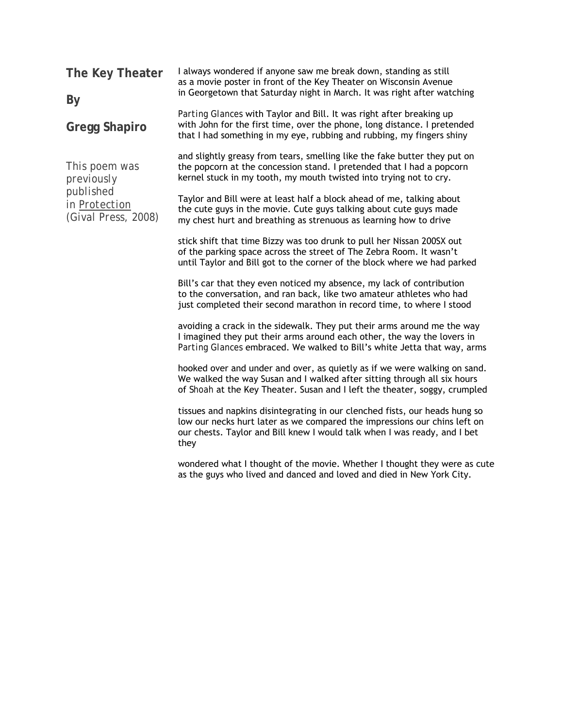# The Key Theater

**By**

**Gregg Shapiro**

This poem was previously published in Protection (Gival Press, 2008)

I always wondered if anyone saw me break down, standing as still
as a movie poster in front of the Key Theater on Wisconsin Avenue
in Georgetown that Saturday night in March. It was right after watching

*Parting Glances* with Taylor and Bill. It was right after breaking up
with John for the first time, over the phone, long distance. I pretended
that I had something in my eye, rubbing and rubbing, my fingers shiny

and slightly greasy from tears, smelling like the fake butter they put on
the popcorn at the concession stand. I pretended that I had a popcorn
kernel stuck in my tooth, my mouth twisted into trying not to cry.

Taylor and Bill were at least half a block ahead of me, talking about
the cute guys in the movie. Cute guys talking about cute guys made
my chest hurt and breathing as strenuous as learning how to drive

stick shift that time Bizzy was too drunk to pull her Nissan 200SX out
of the parking space across the street of The Zebra Room. It wasn't
until Taylor and Bill got to the corner of the block where we had parked

Bill's car that they even noticed my absence, my lack of contribution
to the conversation, and ran back, like two amateur athletes who had
just completed their second marathon in record time, to where I stood

avoiding a crack in the sidewalk. They put their arms around me the way
I imagined they put their arms around each other, the way the lovers in
*Parting Glances* embraced. We walked to Bill's white Jetta that way, arms

hooked over and under and over, as quietly as if we were walking on sand.
We walked the way Susan and I walked after sitting through all six hours
of *Shoah* at the Key Theater. Susan and I left the theater, soggy, crumpled

tissues and napkins disintegrating in our clenched fists, our heads hung so
low our necks hurt later as we compared the impressions our chins left on
our chests. Taylor and Bill knew I would talk when I was ready, and I bet
they

wondered what I thought of the movie. Whether I thought they were as cute
as the guys who lived and danced and loved and died in New York City.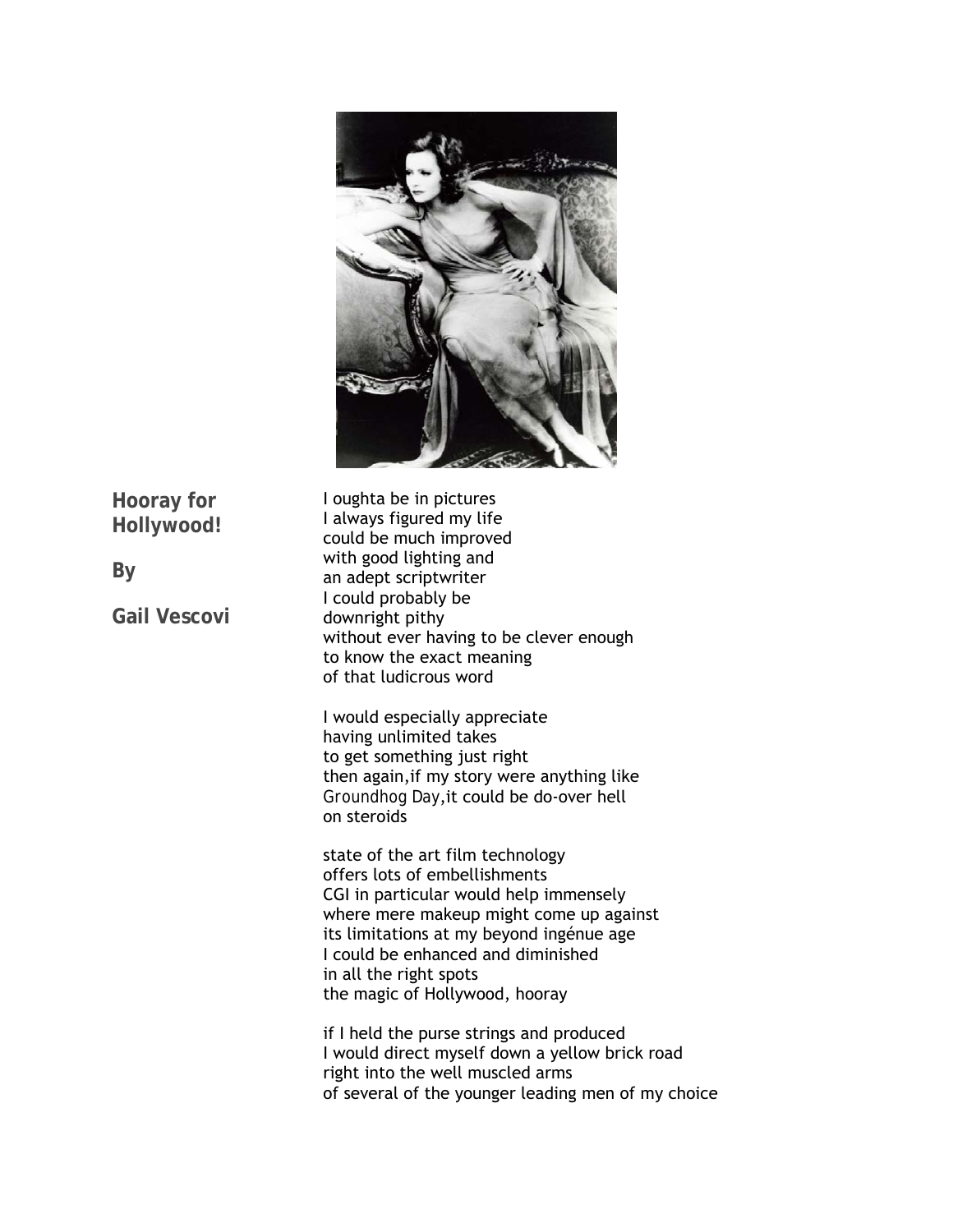## Hooray for Hollywood!

**By**

**Gail Vescovi**

I oughta be in pictures
I always figured my life
could be much improved
with good lighting and
an adept scriptwriter
I could probably be
downright pithy
without ever having to be clever enough
to know the exact meaning
of that ludicrous word

I would especially appreciate
having unlimited takes
to get something just right
then again,if my story were anything like
*Groundhog Day*,it could be do-over hell
on steroids

state of the art film technology
offers lots of embellishments
CGI in particular would help immensely
where mere makeup might come up against
its limitations at my beyond ingénue age
I could be enhanced and diminished
in all the right spots
the magic of Hollywood, hooray

if I held the purse strings and produced
I would direct myself down a yellow brick road
right into the well muscled arms
of several of the younger leading men of my choice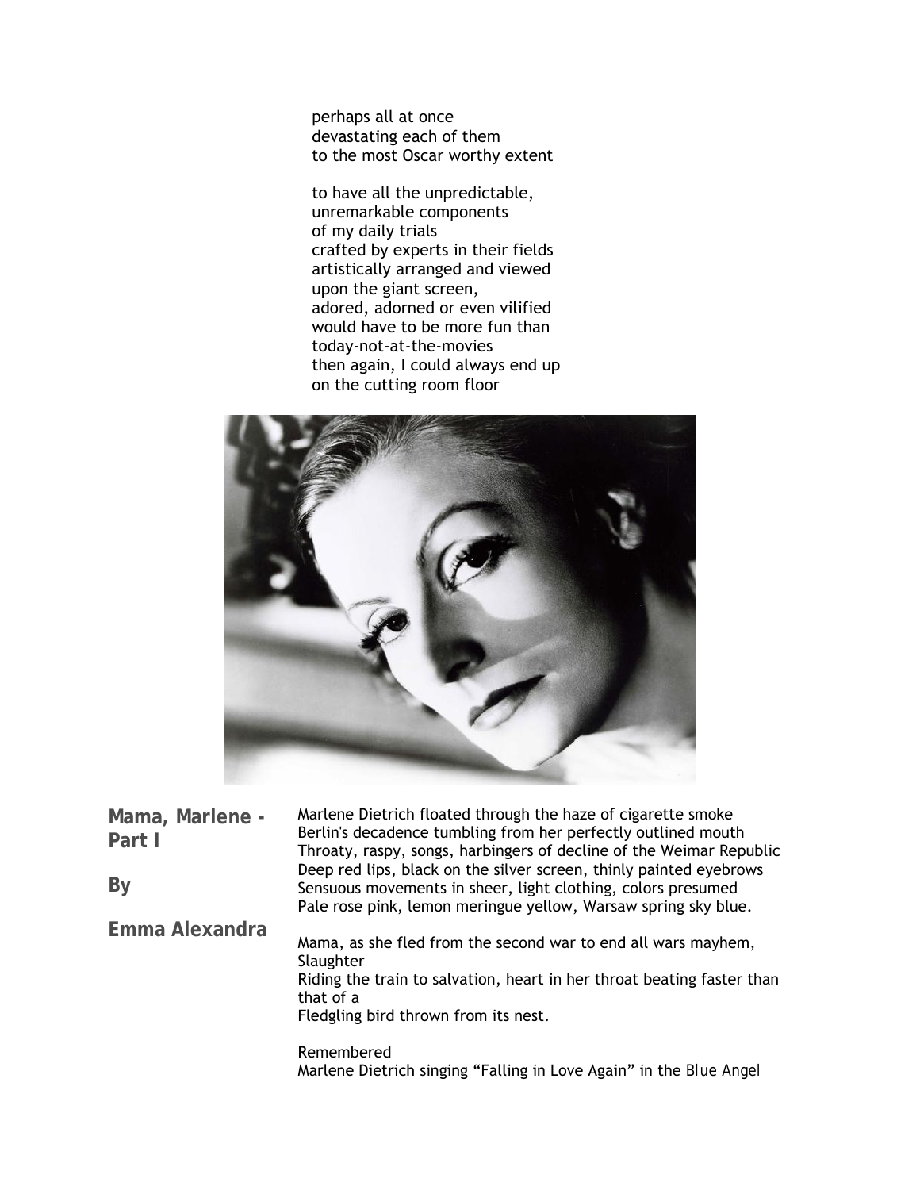perhaps all at once
devastating each of them
to the most Oscar worthy extent

to have all the unpredictable,
unremarkable components
of my daily trials
crafted by experts in their fields
artistically arranged and viewed
upon the giant screen,
adored, adorned or even vilified
would have to be more fun than
today-not-at-the-movies
then again, I could always end up
on the cutting room floor

## Mama, Marlene - Part I

**By**

**Emma Alexandra**

Marlene Dietrich floated through the haze of cigarette smoke
Berlin's decadence tumbling from her perfectly outlined mouth
Throaty, raspy, songs, harbingers of decline of the Weimar Republic
Deep red lips, black on the silver screen, thinly painted eyebrows
Sensuous movements in sheer, light clothing, colors presumed
Pale rose pink, lemon meringue yellow, Warsaw spring sky blue.

Mama, as she fled from the second war to end all wars mayhem,
Slaughter
Riding the train to salvation, heart in her throat beating faster than
that of a
Fledgling bird thrown from its nest.

Remembered
Marlene Dietrich singing "Falling in Love Again" in the *Blue Angel*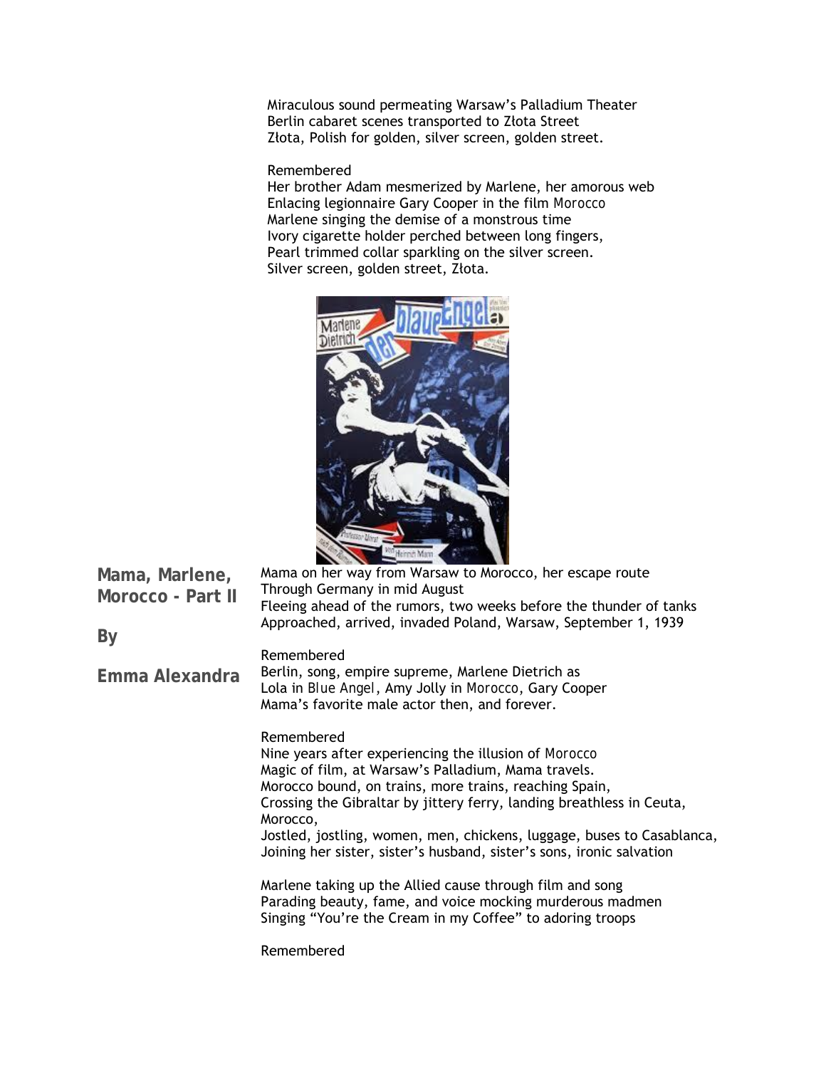Miraculous sound permeating Warsaw's Palladium Theater
Berlin cabaret scenes transported to Złota Street
Złota, Polish for golden, silver screen, golden street.

Remembered
Her brother Adam mesmerized by Marlene, her amorous web
Enlacing legionnaire Gary Cooper in the film *Morocco*
Marlene singing the demise of a monstrous time
Ivory cigarette holder perched between long fingers,
Pearl trimmed collar sparkling on the silver screen.
Silver screen, golden street, Złota.

## Mama, Marlene, Morocco - Part II

**By**

**Emma Alexandra**

Mama on her way from Warsaw to Morocco, her escape route
Through Germany in mid August
Fleeing ahead of the rumors, two weeks before the thunder of tanks
Approached, arrived, invaded Poland, Warsaw, September 1, 1939

Remembered
Berlin, song, empire supreme, Marlene Dietrich as
Lola in *Blue Angel*, Amy Jolly in *Morocco*, Gary Cooper
Mama's favorite male actor then, and forever.

Remembered
Nine years after experiencing the illusion of *Morocco*
Magic of film, at Warsaw's Palladium, Mama travels.
Morocco bound, on trains, more trains, reaching Spain,
Crossing the Gibraltar by jittery ferry, landing breathless in Ceuta, Morocco,
Jostled, jostling, women, men, chickens, luggage, buses to Casablanca,
Joining her sister, sister's husband, sister's sons, ironic salvation

Marlene taking up the Allied cause through film and song
Parading beauty, fame, and voice mocking murderous madmen
Singing "You're the Cream in my Coffee" to adoring troops

Remembered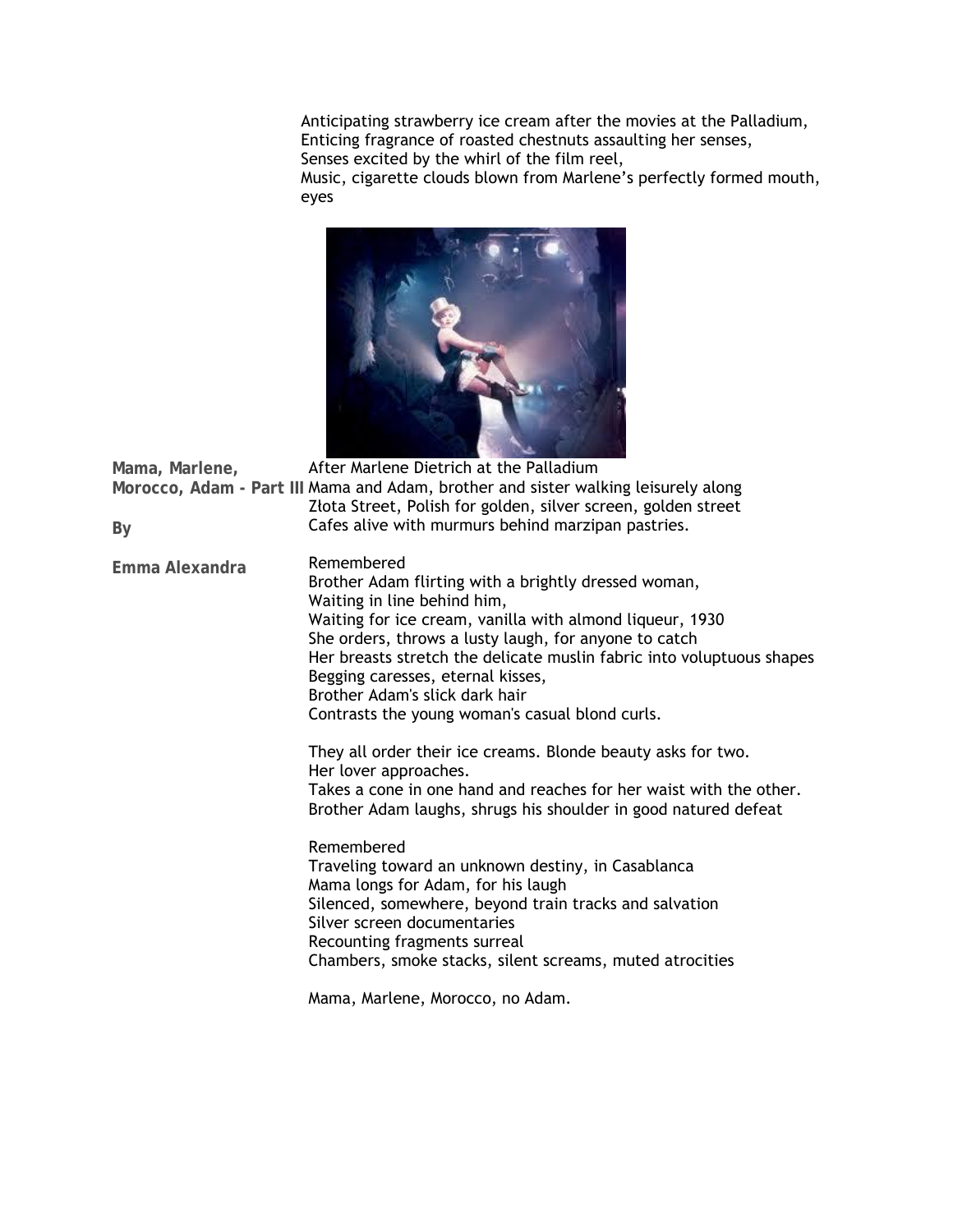Anticipating strawberry ice cream after the movies at the Palladium,
Enticing fragrance of roasted chestnuts assaulting her senses,
Senses excited by the whirl of the film reel,
Music, cigarette clouds blown from Marlene's perfectly formed mouth, eyes

**Mama, Marlene, Morocco, Adam - Part III**

**By**

**Emma Alexandra**

After Marlene Dietrich at the Palladium
Mama and Adam, brother and sister walking leisurely along
Złota Street, Polish for golden, silver screen, golden street
Cafes alive with murmurs behind marzipan pastries.

Remembered
Brother Adam flirting with a brightly dressed woman,
Waiting in line behind him,
Waiting for ice cream, vanilla with almond liqueur, 1930
She orders, throws a lusty laugh, for anyone to catch
Her breasts stretch the delicate muslin fabric into voluptuous shapes
Begging caresses, eternal kisses,
Brother Adam's slick dark hair
Contrasts the young woman's casual blond curls.

They all order their ice creams. Blonde beauty asks for two.
Her lover approaches.
Takes a cone in one hand and reaches for her waist with the other.
Brother Adam laughs, shrugs his shoulder in good natured defeat

Remembered
Traveling toward an unknown destiny, in Casablanca
Mama longs for Adam, for his laugh
Silenced, somewhere, beyond train tracks and salvation
Silver screen documentaries
Recounting fragments surreal
Chambers, smoke stacks, silent screams, muted atrocities

Mama, Marlene, Morocco, no Adam.